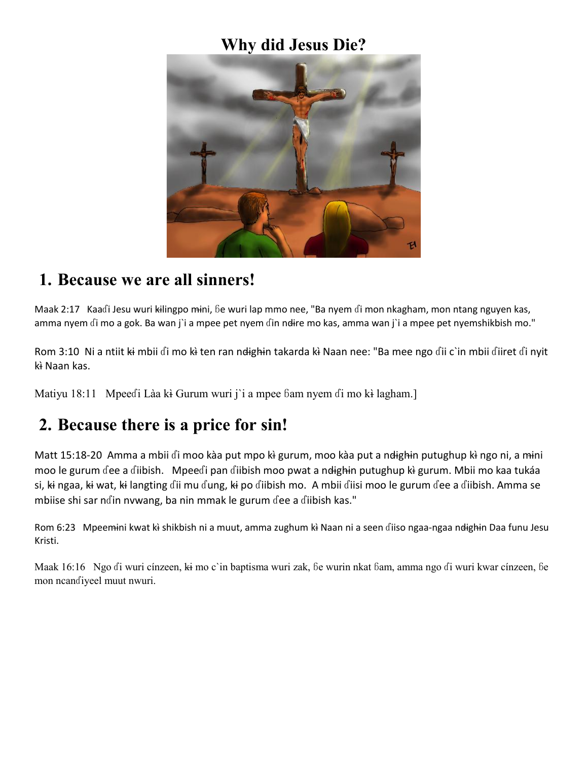# Why did Jesus Die?

## 1. Because we are all sinners!

Maak 2:17 Kaaɗi Jesu wuri kɨlingpo mɨni, ɓe wuri lap mmo nee, "Ba nyem ɗi mon nkagham, mon ntang nguyen kas, amma nyem ɗi mo a gok. Ba wan j`i a mpee pet nyem ɗin ndɨre mo kas, amma wan j`i a mpee pet nyemshikbish mo."

Rom 3:10 Ni a ntiit kɨ mbii ɗi mo kɨ ten ran ndɨghɨn takarda kɨ Naan nee: "Ba mee ngo ɗii c`in mbii ɗiiret ɗi nyit kɨ Naan kas.

Matiyu 18:11 Mpeeɗi Làa kɨ Gurum wuri j`i a mpee ɓam nyem ɗi mo kɨ lagham.]

## 2. Because there is a price for sin!

Matt 15:18-20 Amma a mbii ɗi moo kàa put mpo kɨ gurum, moo kàa put a ndɨghɨn putughup kɨ ngo ni, a mɨni moo le gurum ɗee a ɗiibish. Mpeeɗi pan ɗiibish moo pwat a ndɨghɨn putughup kɨ gurum. Mbii mo kaa tukáa si, kɨ ngaa, kɨ wat, kɨ langting ɗii mu ɗung, kɨ po ɗiibish mo. A mbii ɗiisi moo le gurum ɗee a ɗiibish. Amma se mbiise shi sar nɗin nvwang, ba nin mmak le gurum ɗee a ɗiibish kas."

Rom 6:23 Mpeemɨni kwat kɨ shikbish ni a muut, amma zughum kɨ Naan ni a seen ɗiiso ngaa-ngaa ndɨghɨn Daa funu Jesu Kristi.

Maak 16:16 Ngo ɗi wuri cínzeen, kɨ mo c`in baptisma wuri zak, ɓe wurin nkat ɓam, amma ngo ɗi wuri kwar cínzeen, ɓe mon ncanɗiyeel muut nwuri.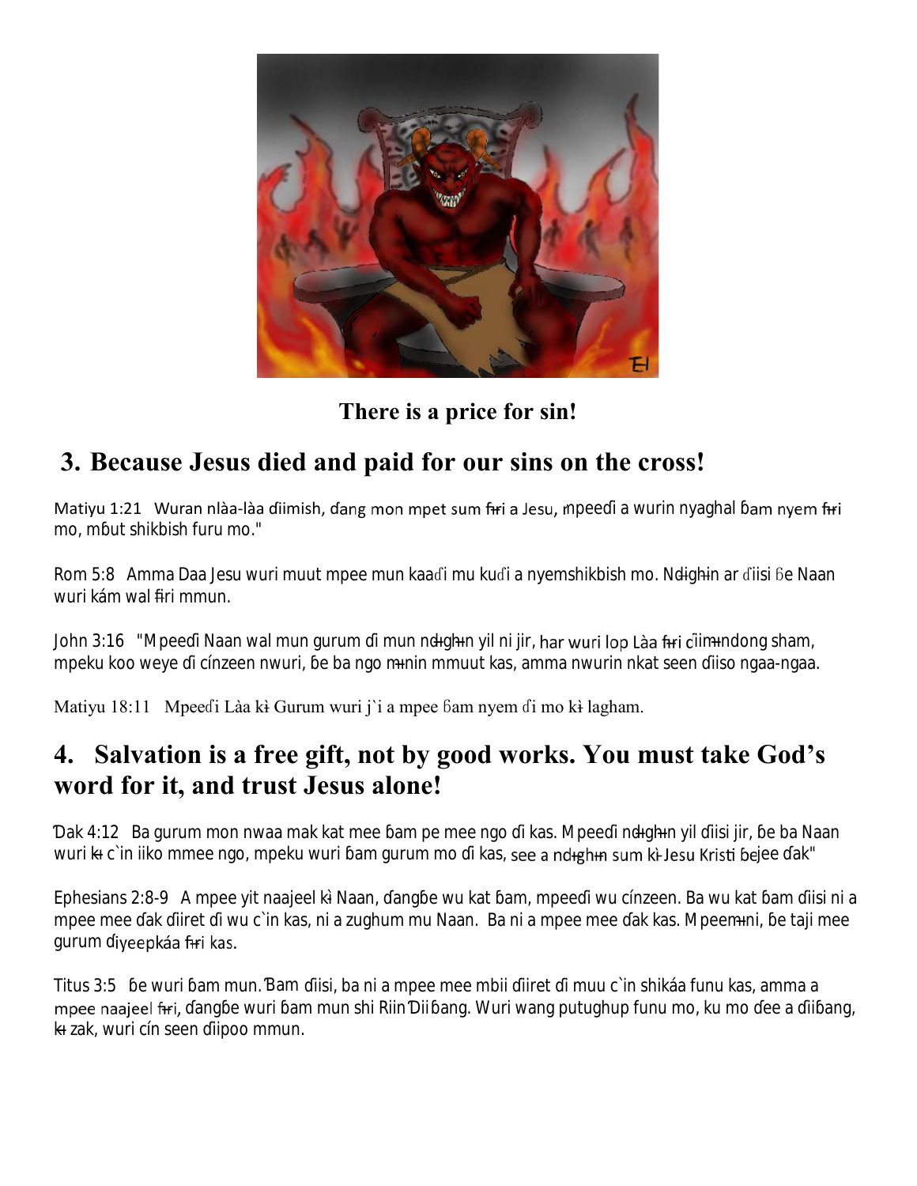**There is a price for sin!**

## 3. Because Jesus died and paid for our sins on the cross!

Matiyu 1:21 Wuran nlàa-làa ɗiimish, ɗang mon mpet sum fɨri a Jesu, mpeeɗi a wurin nyaghal ɓam nyem fɨri mo, mɓut shikbish furu mo."

Rom 5:8 Amma Daa Jesu wuri muut mpee mun kaaɗi mu kuɗi a nyemshikbish mo. Ndɨghɨn ar ɗiisi ɓe Naan wuri kám wal fɨri mmun.

John 3:16 "Mpeeɗi Naan wal mun gurum ɗi mun ndɨghɨn yil ni jir, har wuri lop Làa fɨri cǐimɨndong sham, mpeku koo weye ɗi cínzeen nwuri, ɓe ba ngo mɨnin mmuut kas, amma nwurin nkat seen ɗiiso ngaa-ngaa.

Matiyu 18:11 Mpeeɗi Làa kɨ Gurum wuri j`i a mpee ɓam nyem ɗi mo kɨ lagham.

## 4. Salvation is a free gift, not by good works. You must take God's word for it, and trust Jesus alone!

Ɗak 4:12 Ba gurum mon nwaa mak kat mee ɓam pe mee ngo ɗi kas. Mpeeɗi ndɨghɨn yil ɗiisi jir, ɓe ba Naan wuri kɨ c`in iiko mmee ngo, mpeku wuri ɓam gurum mo ɗi kas, see a ndɨghɨn sum kɨ Jesu Kristi ɓejee ɗak"

Ephesians 2:8-9 A mpee yit naajeel kɨ Naan, ɗangɓe wu kat ɓam, mpeeɗi wu cínzeen. Ba wu kat ɓam ɗiisi ni a mpee mee ɗak ɗiiret ɗi wu c`in kas, ni a zughum mu Naan. Ba ni a mpee mee ɗak kas. Mpeemɨni, ɓe taji mee gurum ɗiyeepkáa fɨri kas.

Titus 3:5 ɓe wuri ɓam mun. Ɓam ɗiisi, ba ni a mpee mee mbii ɗiiret ɗi muu c`in shikáa funu kas, amma a mpee naajeel fɨri, ɗangɓe wuri ɓam mun shi Riin Ɗiiɓang. Wuri wang putughup funu mo, ku mo ɗee a ɗiiɓang, kɨ zak, wuri cín seen ɗiipoo mmun.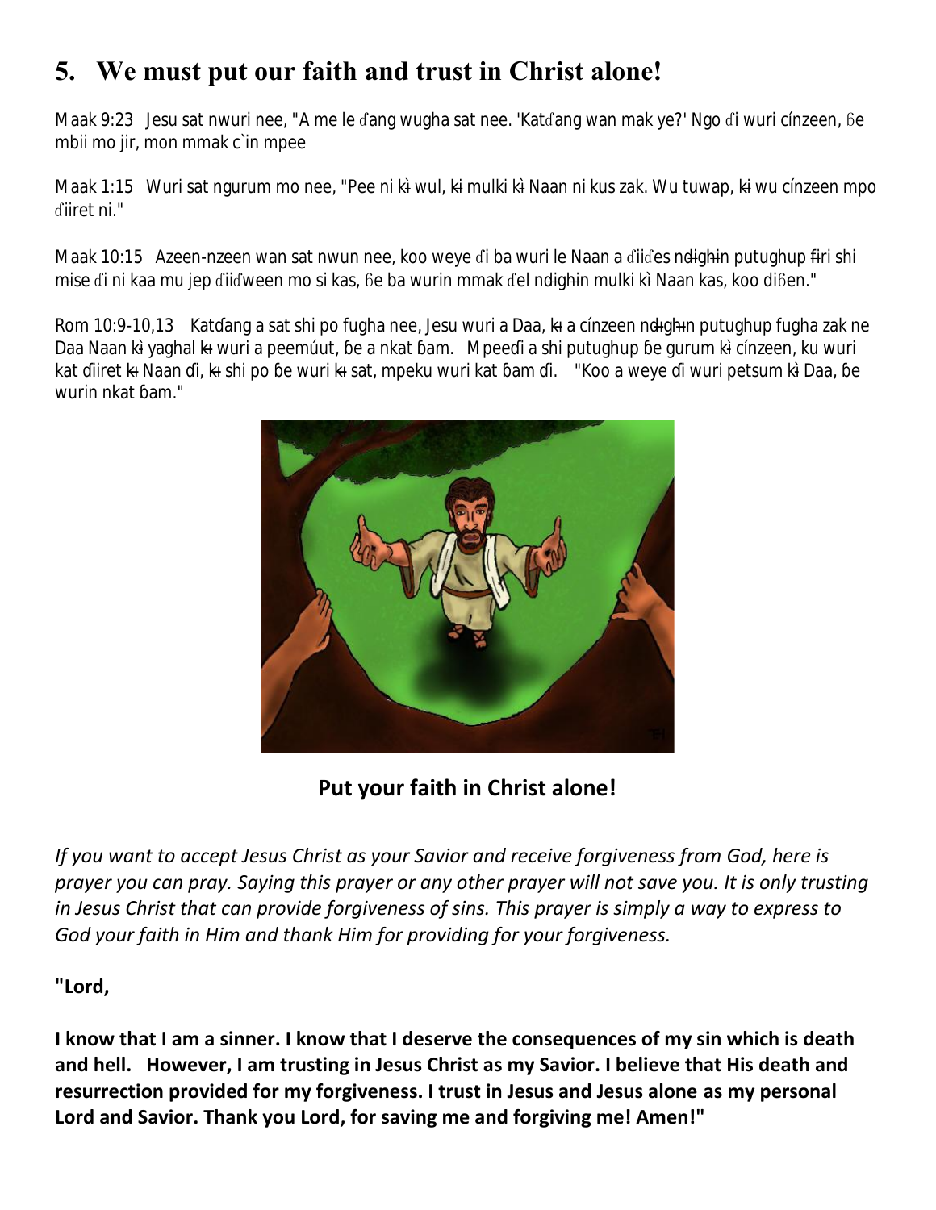# 5. We must put our faith and trust in Christ alone!

Maak 9:23 Jesu sat nwuri nee, "A me le ɗang wugha sat nee. 'Katɗang wan mak ye?' Ngo ɗi wuri cínzeen, ɓe mbii mo jir, mon mmak c`in mpee

Maak 1:15 Wuri sat ngurum mo nee, "Pee ni kɨ̀ wul, kɨ mulki kɨ̀ Naan ni kus zak. Wu tuwap, kɨ wu cínzeen mpo ɗiiret ni."

Maak 10:15 Azeen-nzeen wan sat nwun nee, koo weye ɗi ba wuri le Naan a ɗiiɗes ndɨghɨn putughup fɨri shi mɨse ɗi ni kaa mu jep ɗiiɗween mo si kas, ɓe ba wurin mmak ɗel ndɨghɨn mulki kɨ̀ Naan kas, koo diɓen."

Rom 10:9-10,13 Katɗang a sat shi po fugha nee, Jesu wuri a Daa, kɨ a cínzeen ndɨghɨn putughup fugha zak ne Daa Naan kɨ̀ yaghal kɨ wuri a peemúut, ɓe a nkat ɓam. Mpeeɗi a shi putughup ɓe gurum kɨ̀ cínzeen, ku wuri kat ɗiiret kɨ Naan ɗi, kɨ shi po ɓe wuri kɨ sat, mpeku wuri kat ɓam ɗi. "Koo a weye ɗi wuri petsum kɨ̀ Daa, ɓe wurin nkat ɓam."

**Put your faith in Christ alone!**

*If you want to accept Jesus Christ as your Savior and receive forgiveness from God, here is prayer you can pray. Saying this prayer or any other prayer will not save you. It is only trusting in Jesus Christ that can provide forgiveness of sins. This prayer is simply a way to express to God your faith in Him and thank Him for providing for your forgiveness.*

**"Lord,**

**I know that I am a sinner. I know that I deserve the consequences of my sin which is death and hell. However, I am trusting in Jesus Christ as my Savior. I believe that His death and resurrection provided for my forgiveness. I trust in Jesus and Jesus alone as my personal Lord and Savior. Thank you Lord, for saving me and forgiving me! Amen!"**